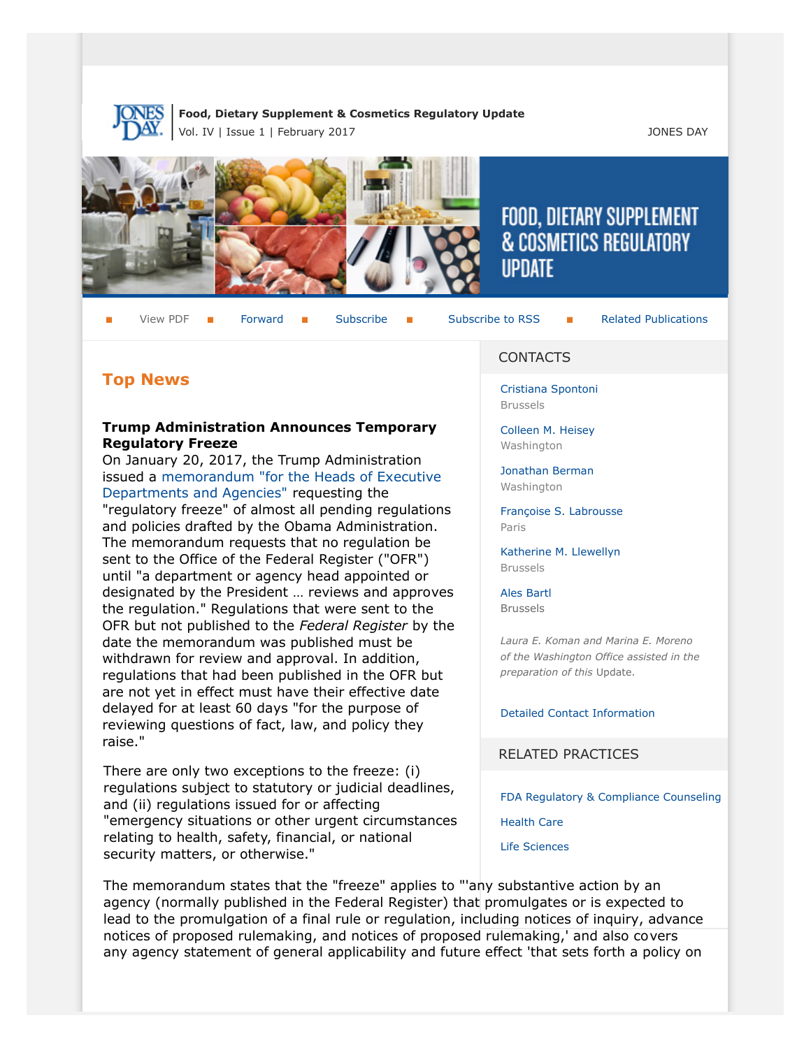**Food, Dietary Supplement & Cosmetics Regulatory Update**
Vol. IV | Issue 1 | February 2017

JONES DAY

FOOD, DIETARY SUPPLEMENT & COSMETICS REGULATORY UPDATE

View PDF | Forward | Subscribe | Subscribe to RSS | Related Publications

## Top News

### Trump Administration Announces Temporary Regulatory Freeze

On January 20, 2017, the Trump Administration issued a memorandum "for the Heads of Executive Departments and Agencies" requesting the "regulatory freeze" of almost all pending regulations and policies drafted by the Obama Administration. The memorandum requests that no regulation be sent to the Office of the Federal Register ("OFR") until "a department or agency head appointed or designated by the President … reviews and approves the regulation." Regulations that were sent to the OFR but not published to the *Federal Register* by the date the memorandum was published must be withdrawn for review and approval. In addition, regulations that had been published in the OFR but are not yet in effect must have their effective date delayed for at least 60 days "for the purpose of reviewing questions of fact, law, and policy they raise."

There are only two exceptions to the freeze: (i) regulations subject to statutory or judicial deadlines, and (ii) regulations issued for or affecting "emergency situations or other urgent circumstances relating to health, safety, financial, or national security matters, or otherwise."

The memorandum states that the "freeze" applies to "'any substantive action by an agency (normally published in the Federal Register) that promulgates or is expected to lead to the promulgation of a final rule or regulation, including notices of inquiry, advance notices of proposed rulemaking, and notices of proposed rulemaking,' and also covers any agency statement of general applicability and future effect 'that sets forth a policy on

## CONTACTS

Cristiana Spontoni
Brussels

Colleen M. Heisey
Washington

Jonathan Berman
Washington

Françoise S. Labrousse
Paris

Katherine M. Llewellyn
Brussels

Ales Bartl
Brussels

*Laura E. Koman and Marina E. Moreno of the Washington Office assisted in the preparation of this* Update.

Detailed Contact Information

## RELATED PRACTICES

FDA Regulatory & Compliance Counseling

Health Care

Life Sciences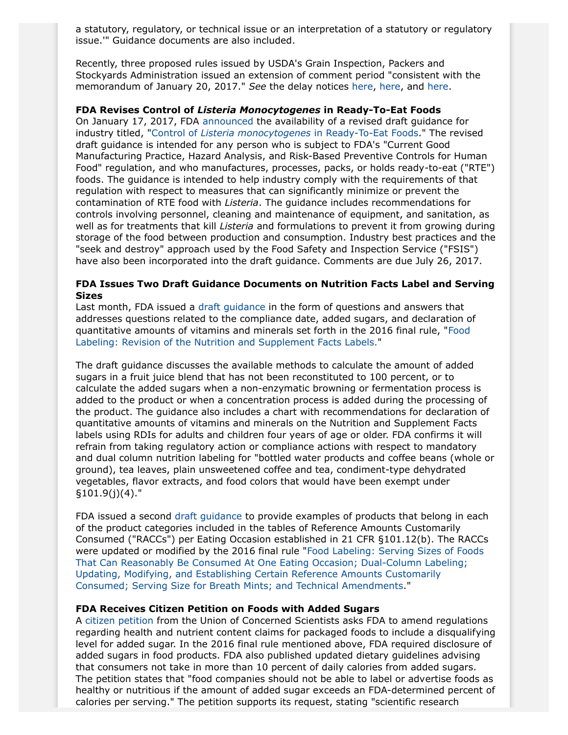a statutory, regulatory, or technical issue or an interpretation of a statutory or regulatory issue.'" Guidance documents are also included.

Recently, three proposed rules issued by USDA's Grain Inspection, Packers and Stockyards Administration issued an extension of comment period "consistent with the memorandum of January 20, 2017." *See* the delay notices here, here, and here.

**FDA Revises Control of *Listeria Monocytogenes* in Ready-To-Eat Foods**

On January 17, 2017, FDA announced the availability of a revised draft guidance for industry titled, "Control of *Listeria monocytogenes* in Ready-To-Eat Foods." The revised draft guidance is intended for any person who is subject to FDA's "Current Good Manufacturing Practice, Hazard Analysis, and Risk-Based Preventive Controls for Human Food" regulation, and who manufactures, processes, packs, or holds ready-to-eat ("RTE") foods. The guidance is intended to help industry comply with the requirements of that regulation with respect to measures that can significantly minimize or prevent the contamination of RTE food with *Listeria*. The guidance includes recommendations for controls involving personnel, cleaning and maintenance of equipment, and sanitation, as well as for treatments that kill *Listeria* and formulations to prevent it from growing during storage of the food between production and consumption. Industry best practices and the "seek and destroy" approach used by the Food Safety and Inspection Service ("FSIS") have also been incorporated into the draft guidance. Comments are due July 26, 2017.

**FDA Issues Two Draft Guidance Documents on Nutrition Facts Label and Serving Sizes**

Last month, FDA issued a draft guidance in the form of questions and answers that addresses questions related to the compliance date, added sugars, and declaration of quantitative amounts of vitamins and minerals set forth in the 2016 final rule, "Food Labeling: Revision of the Nutrition and Supplement Facts Labels."

The draft guidance discusses the available methods to calculate the amount of added sugars in a fruit juice blend that has not been reconstituted to 100 percent, or to calculate the added sugars when a non-enzymatic browning or fermentation process is added to the product or when a concentration process is added during the processing of the product. The guidance also includes a chart with recommendations for declaration of quantitative amounts of vitamins and minerals on the Nutrition and Supplement Facts labels using RDIs for adults and children four years of age or older. FDA confirms it will refrain from taking regulatory action or compliance actions with respect to mandatory and dual column nutrition labeling for "bottled water products and coffee beans (whole or ground), tea leaves, plain unsweetened coffee and tea, condiment-type dehydrated vegetables, flavor extracts, and food colors that would have been exempt under §101.9(j)(4)."

FDA issued a second draft guidance to provide examples of products that belong in each of the product categories included in the tables of Reference Amounts Customarily Consumed ("RACCs") per Eating Occasion established in 21 CFR §101.12(b). The RACCs were updated or modified by the 2016 final rule "Food Labeling: Serving Sizes of Foods That Can Reasonably Be Consumed At One Eating Occasion; Dual-Column Labeling; Updating, Modifying, and Establishing Certain Reference Amounts Customarily Consumed; Serving Size for Breath Mints; and Technical Amendments."

**FDA Receives Citizen Petition on Foods with Added Sugars**

A citizen petition from the Union of Concerned Scientists asks FDA to amend regulations regarding health and nutrient content claims for packaged foods to include a disqualifying level for added sugar. In the 2016 final rule mentioned above, FDA required disclosure of added sugars in food products. FDA also published updated dietary guidelines advising that consumers not take in more than 10 percent of daily calories from added sugars. The petition states that "food companies should not be able to label or advertise foods as healthy or nutritious if the amount of added sugar exceeds an FDA-determined percent of calories per serving." The petition supports its request, stating "scientific research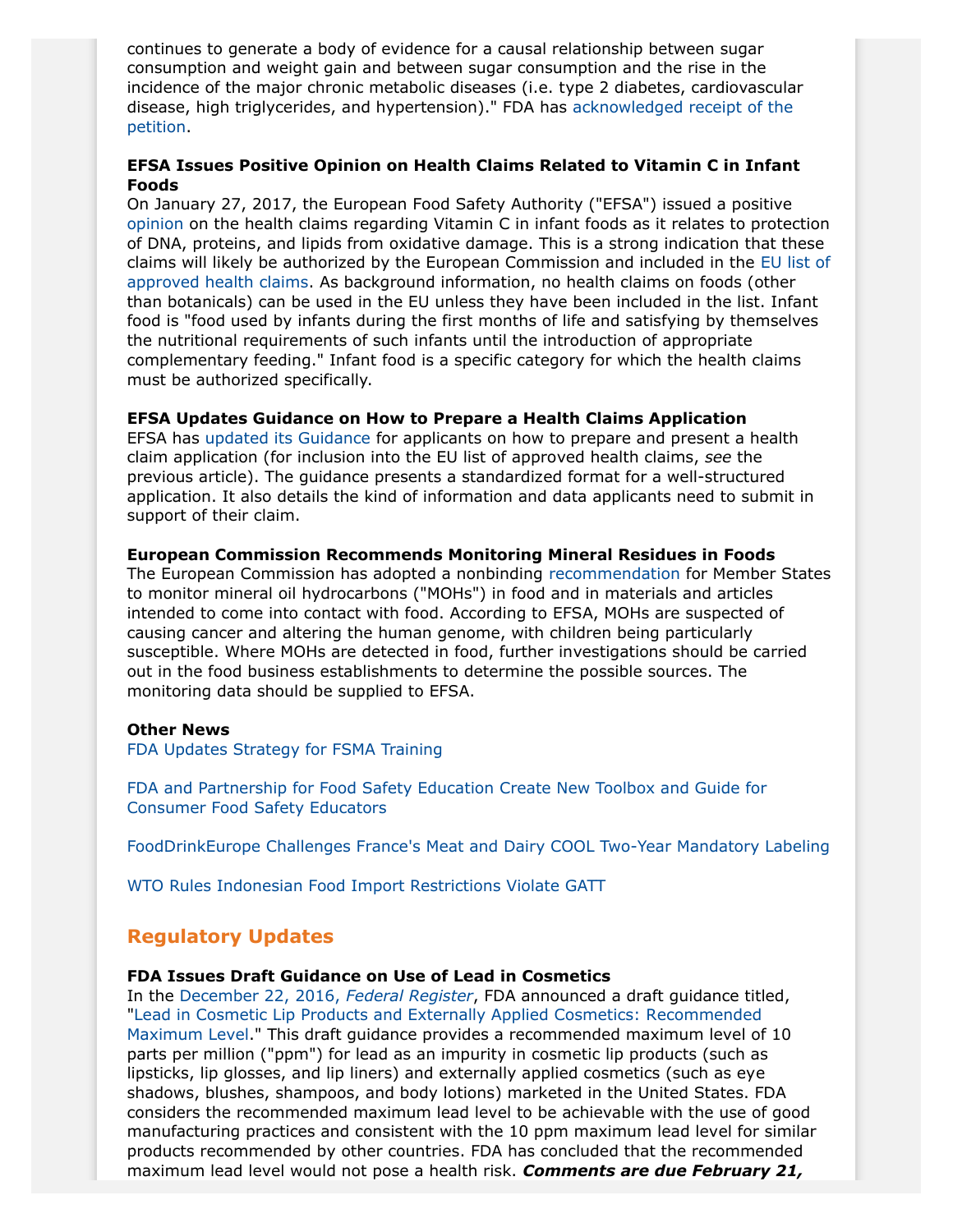continues to generate a body of evidence for a causal relationship between sugar consumption and weight gain and between sugar consumption and the rise in the incidence of the major chronic metabolic diseases (i.e. type 2 diabetes, cardiovascular disease, high triglycerides, and hypertension)." FDA has acknowledged receipt of the petition.

**EFSA Issues Positive Opinion on Health Claims Related to Vitamin C in Infant Foods**
On January 27, 2017, the European Food Safety Authority ("EFSA") issued a positive opinion on the health claims regarding Vitamin C in infant foods as it relates to protection of DNA, proteins, and lipids from oxidative damage. This is a strong indication that these claims will likely be authorized by the European Commission and included in the EU list of approved health claims. As background information, no health claims on foods (other than botanicals) can be used in the EU unless they have been included in the list. Infant food is "food used by infants during the first months of life and satisfying by themselves the nutritional requirements of such infants until the introduction of appropriate complementary feeding." Infant food is a specific category for which the health claims must be authorized specifically.

**EFSA Updates Guidance on How to Prepare a Health Claims Application**
EFSA has updated its Guidance for applicants on how to prepare and present a health claim application (for inclusion into the EU list of approved health claims, *see* the previous article). The guidance presents a standardized format for a well-structured application. It also details the kind of information and data applicants need to submit in support of their claim.

**European Commission Recommends Monitoring Mineral Residues in Foods**
The European Commission has adopted a nonbinding recommendation for Member States to monitor mineral oil hydrocarbons ("MOHs") in food and in materials and articles intended to come into contact with food. According to EFSA, MOHs are suspected of causing cancer and altering the human genome, with children being particularly susceptible. Where MOHs are detected in food, further investigations should be carried out in the food business establishments to determine the possible sources. The monitoring data should be supplied to EFSA.

**Other News**
FDA Updates Strategy for FSMA Training

FDA and Partnership for Food Safety Education Create New Toolbox and Guide for Consumer Food Safety Educators

FoodDrinkEurope Challenges France's Meat and Dairy COOL Two-Year Mandatory Labeling

WTO Rules Indonesian Food Import Restrictions Violate GATT

## Regulatory Updates

**FDA Issues Draft Guidance on Use of Lead in Cosmetics**
In the December 22, 2016, *Federal Register*, FDA announced a draft guidance titled, "Lead in Cosmetic Lip Products and Externally Applied Cosmetics: Recommended Maximum Level." This draft guidance provides a recommended maximum level of 10 parts per million ("ppm") for lead as an impurity in cosmetic lip products (such as lipsticks, lip glosses, and lip liners) and externally applied cosmetics (such as eye shadows, blushes, shampoos, and body lotions) marketed in the United States. FDA considers the recommended maximum lead level to be achievable with the use of good manufacturing practices and consistent with the 10 ppm maximum lead level for similar products recommended by other countries. FDA has concluded that the recommended maximum lead level would not pose a health risk. ***Comments are due February 21,***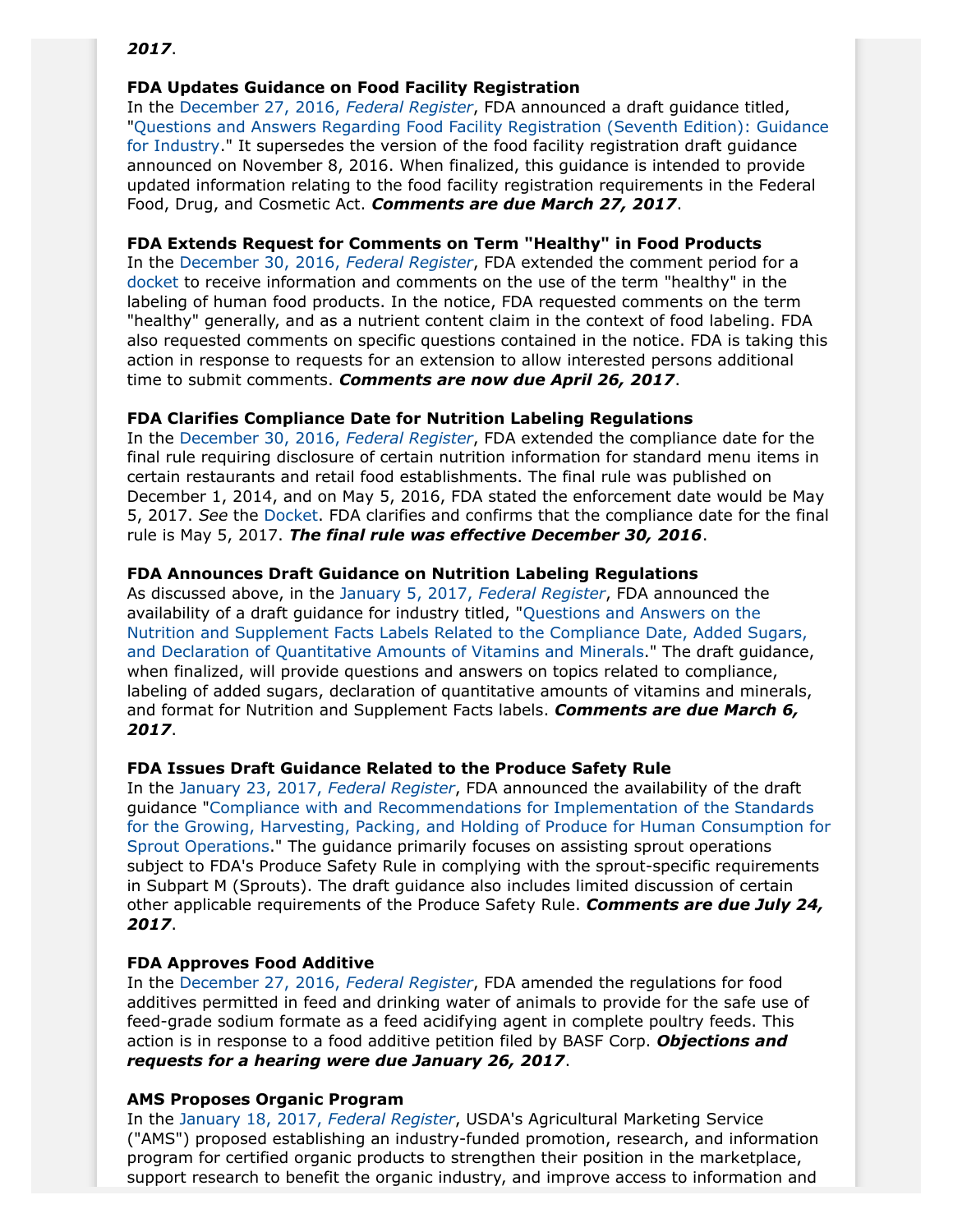***2017***.

**FDA Updates Guidance on Food Facility Registration**
In the December 27, 2016, *Federal Register*, FDA announced a draft guidance titled, "Questions and Answers Regarding Food Facility Registration (Seventh Edition): Guidance for Industry." It supersedes the version of the food facility registration draft guidance announced on November 8, 2016. When finalized, this guidance is intended to provide updated information relating to the food facility registration requirements in the Federal Food, Drug, and Cosmetic Act. ***Comments are due March 27, 2017***.

**FDA Extends Request for Comments on Term "Healthy" in Food Products**
In the December 30, 2016, *Federal Register*, FDA extended the comment period for a docket to receive information and comments on the use of the term "healthy" in the labeling of human food products. In the notice, FDA requested comments on the term "healthy" generally, and as a nutrient content claim in the context of food labeling. FDA also requested comments on specific questions contained in the notice. FDA is taking this action in response to requests for an extension to allow interested persons additional time to submit comments. ***Comments are now due April 26, 2017***.

**FDA Clarifies Compliance Date for Nutrition Labeling Regulations**
In the December 30, 2016, *Federal Register*, FDA extended the compliance date for the final rule requiring disclosure of certain nutrition information for standard menu items in certain restaurants and retail food establishments. The final rule was published on December 1, 2014, and on May 5, 2016, FDA stated the enforcement date would be May 5, 2017. *See* the Docket. FDA clarifies and confirms that the compliance date for the final rule is May 5, 2017. ***The final rule was effective December 30, 2016***.

**FDA Announces Draft Guidance on Nutrition Labeling Regulations**
As discussed above, in the January 5, 2017, *Federal Register*, FDA announced the availability of a draft guidance for industry titled, "Questions and Answers on the Nutrition and Supplement Facts Labels Related to the Compliance Date, Added Sugars, and Declaration of Quantitative Amounts of Vitamins and Minerals." The draft guidance, when finalized, will provide questions and answers on topics related to compliance, labeling of added sugars, declaration of quantitative amounts of vitamins and minerals, and format for Nutrition and Supplement Facts labels. ***Comments are due March 6, 2017***.

**FDA Issues Draft Guidance Related to the Produce Safety Rule**
In the January 23, 2017, *Federal Register*, FDA announced the availability of the draft guidance "Compliance with and Recommendations for Implementation of the Standards for the Growing, Harvesting, Packing, and Holding of Produce for Human Consumption for Sprout Operations." The guidance primarily focuses on assisting sprout operations subject to FDA's Produce Safety Rule in complying with the sprout-specific requirements in Subpart M (Sprouts). The draft guidance also includes limited discussion of certain other applicable requirements of the Produce Safety Rule. ***Comments are due July 24, 2017***.

**FDA Approves Food Additive**
In the December 27, 2016, *Federal Register*, FDA amended the regulations for food additives permitted in feed and drinking water of animals to provide for the safe use of feed-grade sodium formate as a feed acidifying agent in complete poultry feeds. This action is in response to a food additive petition filed by BASF Corp. ***Objections and requests for a hearing were due January 26, 2017***.

**AMS Proposes Organic Program**
In the January 18, 2017, *Federal Register*, USDA's Agricultural Marketing Service ("AMS") proposed establishing an industry-funded promotion, research, and information program for certified organic products to strengthen their position in the marketplace, support research to benefit the organic industry, and improve access to information and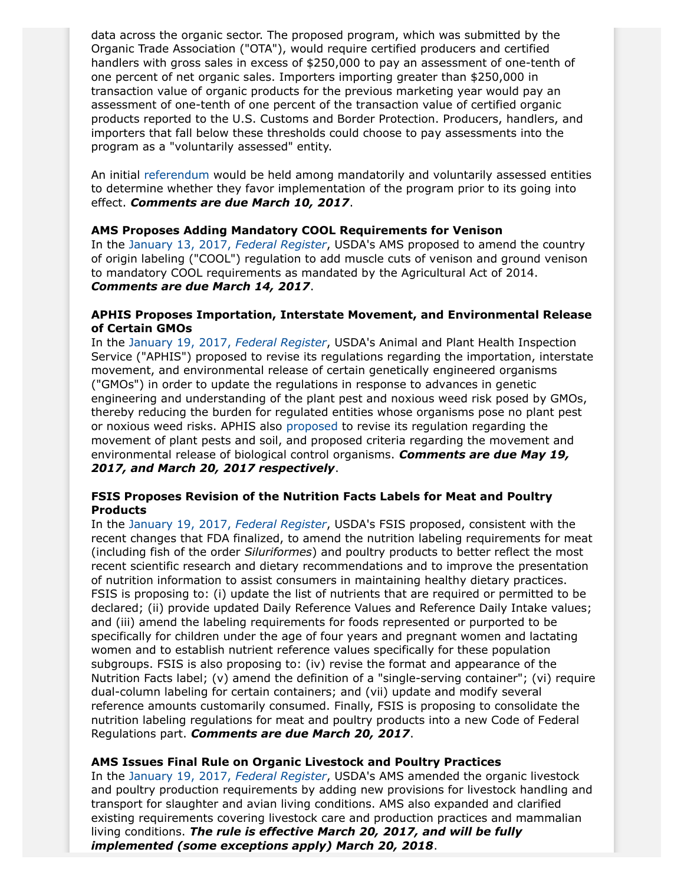data across the organic sector. The proposed program, which was submitted by the Organic Trade Association ("OTA"), would require certified producers and certified handlers with gross sales in excess of $250,000 to pay an assessment of one-tenth of one percent of net organic sales. Importers importing greater than $250,000 in transaction value of organic products for the previous marketing year would pay an assessment of one-tenth of one percent of the transaction value of certified organic products reported to the U.S. Customs and Border Protection. Producers, handlers, and importers that fall below these thresholds could choose to pay assessments into the program as a "voluntarily assessed" entity.

An initial referendum would be held among mandatorily and voluntarily assessed entities to determine whether they favor implementation of the program prior to its going into effect. ***Comments are due March 10, 2017***.

**AMS Proposes Adding Mandatory COOL Requirements for Venison**
In the January 13, 2017, *Federal Register*, USDA's AMS proposed to amend the country of origin labeling ("COOL") regulation to add muscle cuts of venison and ground venison to mandatory COOL requirements as mandated by the Agricultural Act of 2014. ***Comments are due March 14, 2017***.

**APHIS Proposes Importation, Interstate Movement, and Environmental Release of Certain GMOs**
In the January 19, 2017, *Federal Register*, USDA's Animal and Plant Health Inspection Service ("APHIS") proposed to revise its regulations regarding the importation, interstate movement, and environmental release of certain genetically engineered organisms ("GMOs") in order to update the regulations in response to advances in genetic engineering and understanding of the plant pest and noxious weed risk posed by GMOs, thereby reducing the burden for regulated entities whose organisms pose no plant pest or noxious weed risks. APHIS also proposed to revise its regulation regarding the movement of plant pests and soil, and proposed criteria regarding the movement and environmental release of biological control organisms. ***Comments are due May 19, 2017, and March 20, 2017 respectively***.

**FSIS Proposes Revision of the Nutrition Facts Labels for Meat and Poultry Products**
In the January 19, 2017, *Federal Register*, USDA's FSIS proposed, consistent with the recent changes that FDA finalized, to amend the nutrition labeling requirements for meat (including fish of the order *Siluriformes*) and poultry products to better reflect the most recent scientific research and dietary recommendations and to improve the presentation of nutrition information to assist consumers in maintaining healthy dietary practices. FSIS is proposing to: (i) update the list of nutrients that are required or permitted to be declared; (ii) provide updated Daily Reference Values and Reference Daily Intake values; and (iii) amend the labeling requirements for foods represented or purported to be specifically for children under the age of four years and pregnant women and lactating women and to establish nutrient reference values specifically for these population subgroups. FSIS is also proposing to: (iv) revise the format and appearance of the Nutrition Facts label; (v) amend the definition of a "single-serving container"; (vi) require dual-column labeling for certain containers; and (vii) update and modify several reference amounts customarily consumed. Finally, FSIS is proposing to consolidate the nutrition labeling regulations for meat and poultry products into a new Code of Federal Regulations part. ***Comments are due March 20, 2017***.

**AMS Issues Final Rule on Organic Livestock and Poultry Practices**
In the January 19, 2017, *Federal Register*, USDA's AMS amended the organic livestock and poultry production requirements by adding new provisions for livestock handling and transport for slaughter and avian living conditions. AMS also expanded and clarified existing requirements covering livestock care and production practices and mammalian living conditions. ***The rule is effective March 20, 2017, and will be fully implemented (some exceptions apply) March 20, 2018***.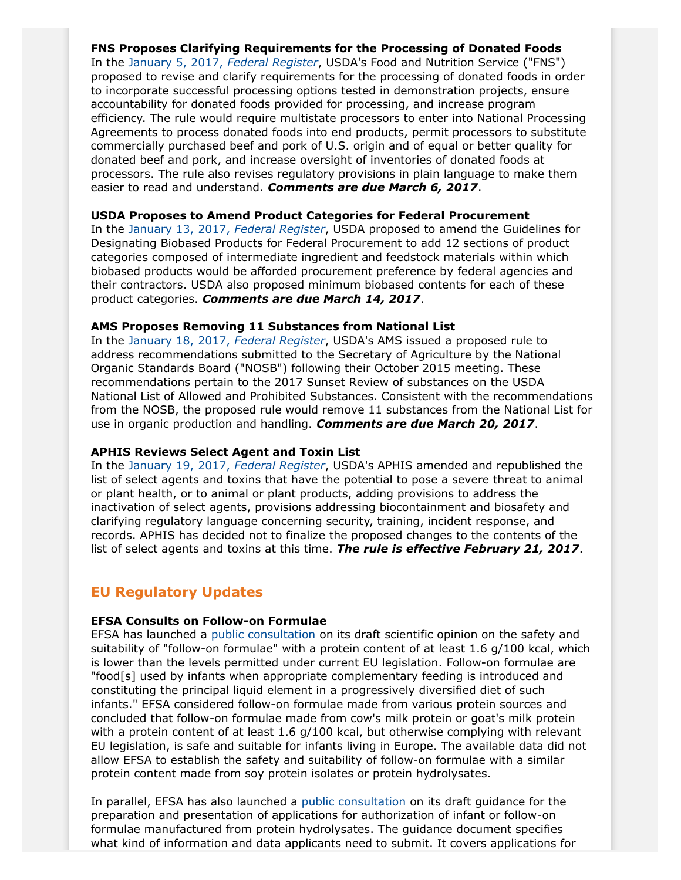**FNS Proposes Clarifying Requirements for the Processing of Donated Foods**
In the [January 5, 2017, *Federal Register*](), USDA's Food and Nutrition Service ("FNS") proposed to revise and clarify requirements for the processing of donated foods in order to incorporate successful processing options tested in demonstration projects, ensure accountability for donated foods provided for processing, and increase program efficiency. The rule would require multistate processors to enter into National Processing Agreements to process donated foods into end products, permit processors to substitute commercially purchased beef and pork of U.S. origin and of equal or better quality for donated beef and pork, and increase oversight of inventories of donated foods at processors. The rule also revises regulatory provisions in plain language to make them easier to read and understand. ***Comments are due March 6, 2017***.

**USDA Proposes to Amend Product Categories for Federal Procurement**
In the [January 13, 2017, *Federal Register*](), USDA proposed to amend the Guidelines for Designating Biobased Products for Federal Procurement to add 12 sections of product categories composed of intermediate ingredient and feedstock materials within which biobased products would be afforded procurement preference by federal agencies and their contractors. USDA also proposed minimum biobased contents for each of these product categories. ***Comments are due March 14, 2017***.

**AMS Proposes Removing 11 Substances from National List**
In the [January 18, 2017, *Federal Register*](), USDA's AMS issued a proposed rule to address recommendations submitted to the Secretary of Agriculture by the National Organic Standards Board ("NOSB") following their October 2015 meeting. These recommendations pertain to the 2017 Sunset Review of substances on the USDA National List of Allowed and Prohibited Substances. Consistent with the recommendations from the NOSB, the proposed rule would remove 11 substances from the National List for use in organic production and handling. ***Comments are due March 20, 2017***.

**APHIS Reviews Select Agent and Toxin List**
In the [January 19, 2017, *Federal Register*](), USDA's APHIS amended and republished the list of select agents and toxins that have the potential to pose a severe threat to animal or plant health, or to animal or plant products, adding provisions to address the inactivation of select agents, provisions addressing biocontainment and biosafety and clarifying regulatory language concerning security, training, incident response, and records. APHIS has decided not to finalize the proposed changes to the contents of the list of select agents and toxins at this time. ***The rule is effective February 21, 2017***.

## EU Regulatory Updates

**EFSA Consults on Follow-on Formulae**
EFSA has launched a [public consultation]() on its draft scientific opinion on the safety and suitability of "follow-on formulae" with a protein content of at least 1.6 g/100 kcal, which is lower than the levels permitted under current EU legislation. Follow-on formulae are "food[s] used by infants when appropriate complementary feeding is introduced and constituting the principal liquid element in a progressively diversified diet of such infants." EFSA considered follow-on formulae made from various protein sources and concluded that follow-on formulae made from cow's milk protein or goat's milk protein with a protein content of at least 1.6 g/100 kcal, but otherwise complying with relevant EU legislation, is safe and suitable for infants living in Europe. The available data did not allow EFSA to establish the safety and suitability of follow-on formulae with a similar protein content made from soy protein isolates or protein hydrolysates.

In parallel, EFSA has also launched a [public consultation]() on its draft guidance for the preparation and presentation of applications for authorization of infant or follow-on formulae manufactured from protein hydrolysates. The guidance document specifies what kind of information and data applicants need to submit. It covers applications for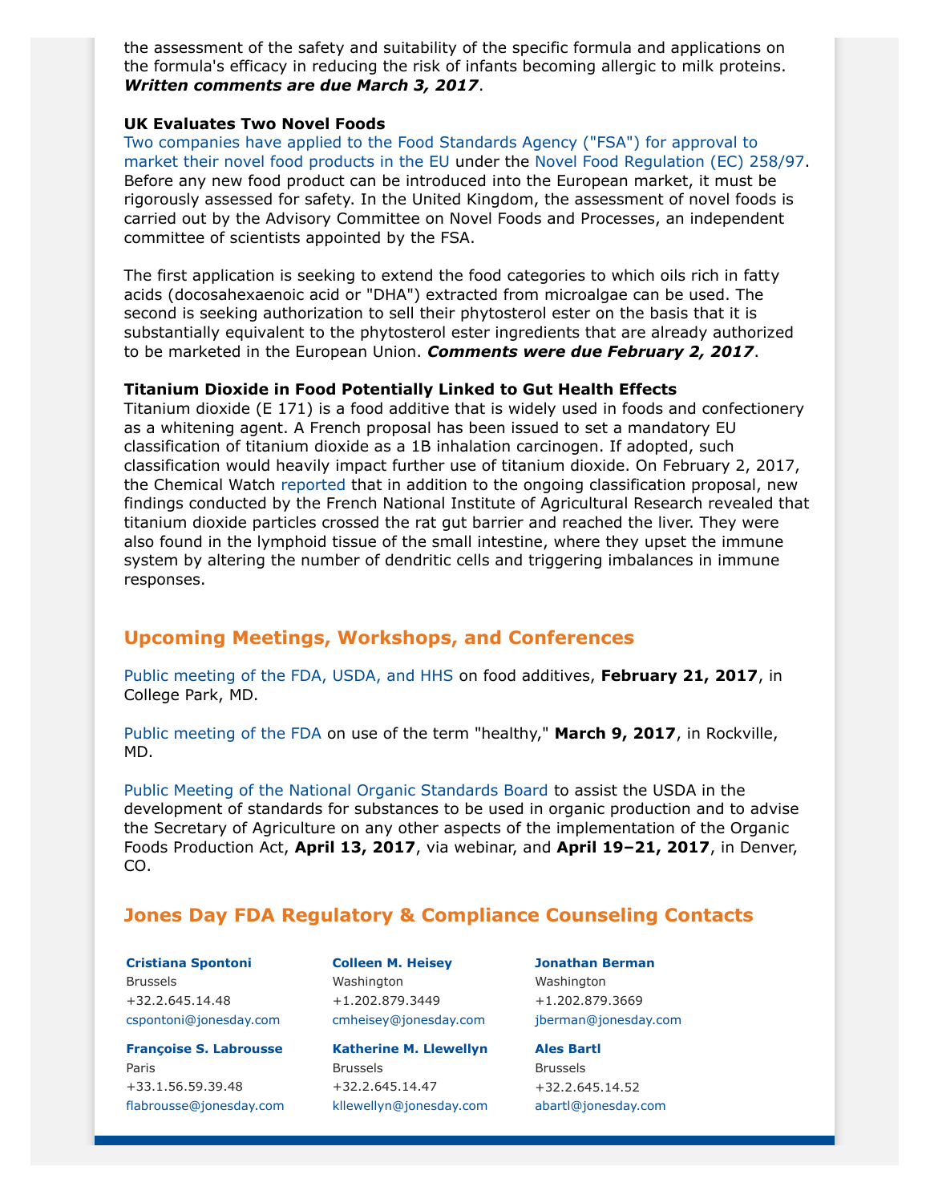the assessment of the safety and suitability of the specific formula and applications on the formula's efficacy in reducing the risk of infants becoming allergic to milk proteins. ***Written comments are due March 3, 2017***.

**UK Evaluates Two Novel Foods**

Two companies have applied to the Food Standards Agency ("FSA") for approval to market their novel food products in the EU under the Novel Food Regulation (EC) 258/97. Before any new food product can be introduced into the European market, it must be rigorously assessed for safety. In the United Kingdom, the assessment of novel foods is carried out by the Advisory Committee on Novel Foods and Processes, an independent committee of scientists appointed by the FSA.

The first application is seeking to extend the food categories to which oils rich in fatty acids (docosahexaenoic acid or "DHA") extracted from microalgae can be used. The second is seeking authorization to sell their phytosterol ester on the basis that it is substantially equivalent to the phytosterol ester ingredients that are already authorized to be marketed in the European Union. ***Comments were due February 2, 2017***.

**Titanium Dioxide in Food Potentially Linked to Gut Health Effects**

Titanium dioxide (E 171) is a food additive that is widely used in foods and confectionery as a whitening agent. A French proposal has been issued to set a mandatory EU classification of titanium dioxide as a 1B inhalation carcinogen. If adopted, such classification would heavily impact further use of titanium dioxide. On February 2, 2017, the Chemical Watch reported that in addition to the ongoing classification proposal, new findings conducted by the French National Institute of Agricultural Research revealed that titanium dioxide particles crossed the rat gut barrier and reached the liver. They were also found in the lymphoid tissue of the small intestine, where they upset the immune system by altering the number of dendritic cells and triggering imbalances in immune responses.

## Upcoming Meetings, Workshops, and Conferences

Public meeting of the FDA, USDA, and HHS on food additives, **February 21, 2017**, in College Park, MD.

Public meeting of the FDA on use of the term "healthy," **March 9, 2017**, in Rockville, MD.

Public Meeting of the National Organic Standards Board to assist the USDA in the development of standards for substances to be used in organic production and to advise the Secretary of Agriculture on any other aspects of the implementation of the Organic Foods Production Act, **April 13, 2017**, via webinar, and **April 19–21, 2017**, in Denver, CO.

## Jones Day FDA Regulatory & Compliance Counseling Contacts

**Cristiana Spontoni**
Brussels
+32.2.645.14.48
cspontoni@jonesday.com

**Colleen M. Heisey**
Washington
+1.202.879.3449
cmheisey@jonesday.com

**Jonathan Berman**
Washington
+1.202.879.3669
jberman@jonesday.com

**Françoise S. Labrousse**
Paris
+33.1.56.59.39.48
flabrousse@jonesday.com

**Katherine M. Llewellyn**
Brussels
+32.2.645.14.47
kllewellyn@jonesday.com

**Ales Bartl**
Brussels
+32.2.645.14.52
abartl@jonesday.com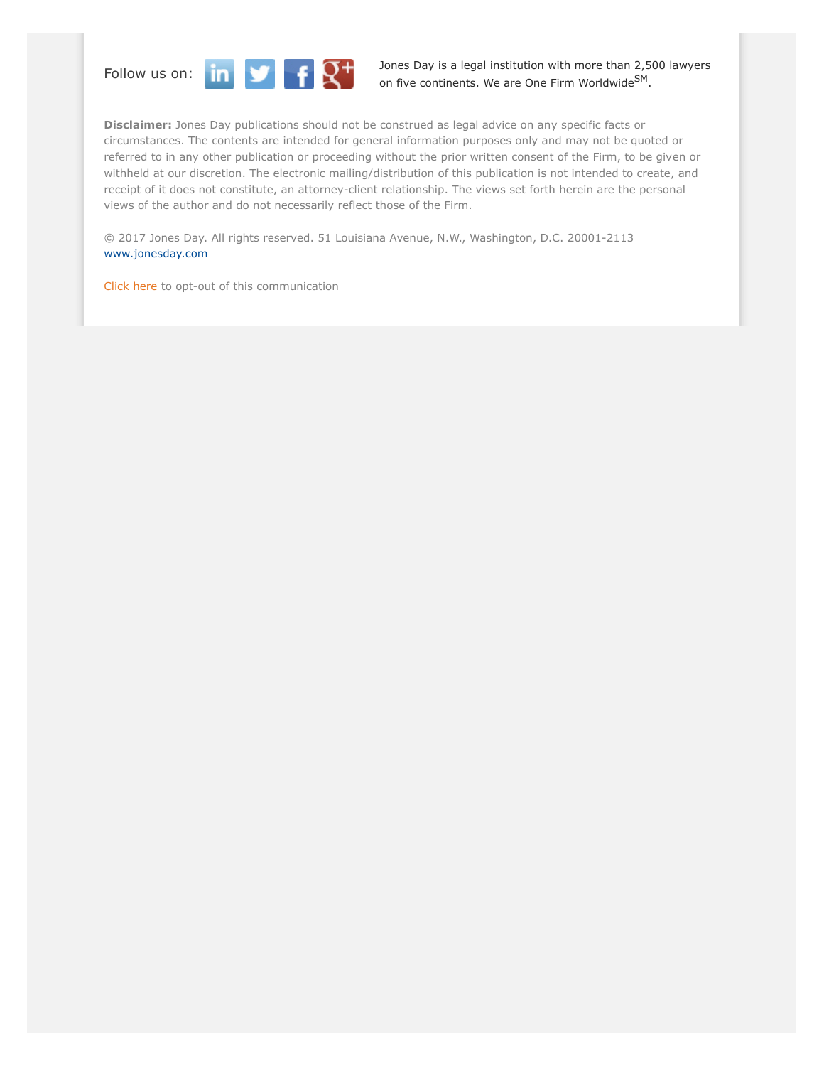Follow us on:

Jones Day is a legal institution with more than 2,500 lawyers on five continents. We are One Firm Worldwide[SM].

**Disclaimer:** Jones Day publications should not be construed as legal advice on any specific facts or circumstances. The contents are intended for general information purposes only and may not be quoted or referred to in any other publication or proceeding without the prior written consent of the Firm, to be given or withheld at our discretion. The electronic mailing/distribution of this publication is not intended to create, and receipt of it does not constitute, an attorney-client relationship. The views set forth herein are the personal views of the author and do not necessarily reflect those of the Firm.

© 2017 Jones Day. All rights reserved. 51 Louisiana Avenue, N.W., Washington, D.C. 20001-2113
www.jonesday.com

Click here to opt-out of this communication